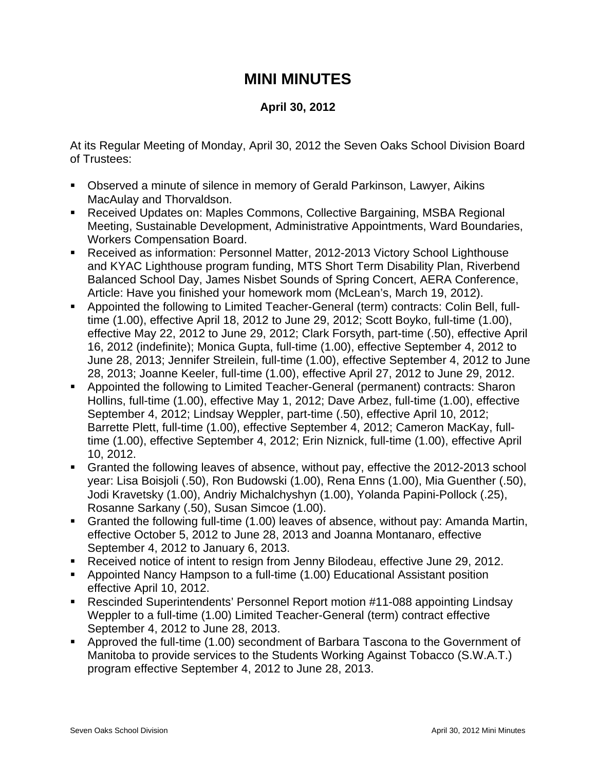# MINI MINUTES

**April 30, 2012**

At its Regular Meeting of Monday, April 30, 2012 the Seven Oaks School Division Board of Trustees:

- Observed a minute of silence in memory of Gerald Parkinson, Lawyer, Aikins MacAulay and Thorvaldson.
- Received Updates on: Maples Commons, Collective Bargaining, MSBA Regional Meeting, Sustainable Development, Administrative Appointments, Ward Boundaries, Workers Compensation Board.
- Received as information: Personnel Matter, 2012-2013 Victory School Lighthouse and KYAC Lighthouse program funding, MTS Short Term Disability Plan, Riverbend Balanced School Day, James Nisbet Sounds of Spring Concert, AERA Conference, Article: Have you finished your homework mom (McLean's, March 19, 2012).
- Appointed the following to Limited Teacher-General (term) contracts: Colin Bell, full-time (1.00), effective April 18, 2012 to June 29, 2012; Scott Boyko, full-time (1.00), effective May 22, 2012 to June 29, 2012; Clark Forsyth, part-time (.50), effective April 16, 2012 (indefinite); Monica Gupta, full-time (1.00), effective September 4, 2012 to June 28, 2013; Jennifer Streilein, full-time (1.00), effective September 4, 2012 to June 28, 2013; Joanne Keeler, full-time (1.00), effective April 27, 2012 to June 29, 2012.
- Appointed the following to Limited Teacher-General (permanent) contracts: Sharon Hollins, full-time (1.00), effective May 1, 2012; Dave Arbez, full-time (1.00), effective September 4, 2012; Lindsay Weppler, part-time (.50), effective April 10, 2012; Barrette Plett, full-time (1.00), effective September 4, 2012; Cameron MacKay, full-time (1.00), effective September 4, 2012; Erin Niznick, full-time (1.00), effective April 10, 2012.
- Granted the following leaves of absence, without pay, effective the 2012-2013 school year: Lisa Boisjoli (.50), Ron Budowski (1.00), Rena Enns (1.00), Mia Guenther (.50), Jodi Kravetsky (1.00), Andriy Michalchyshyn (1.00), Yolanda Papini-Pollock (.25), Rosanne Sarkany (.50), Susan Simcoe (1.00).
- Granted the following full-time (1.00) leaves of absence, without pay: Amanda Martin, effective October 5, 2012 to June 28, 2013 and Joanna Montanaro, effective September 4, 2012 to January 6, 2013.
- Received notice of intent to resign from Jenny Bilodeau, effective June 29, 2012.
- Appointed Nancy Hampson to a full-time (1.00) Educational Assistant position effective April 10, 2012.
- Rescinded Superintendents' Personnel Report motion #11-088 appointing Lindsay Weppler to a full-time (1.00) Limited Teacher-General (term) contract effective September 4, 2012 to June 28, 2013.
- Approved the full-time (1.00) secondment of Barbara Tascona to the Government of Manitoba to provide services to the Students Working Against Tobacco (S.W.A.T.) program effective September 4, 2012 to June 28, 2013.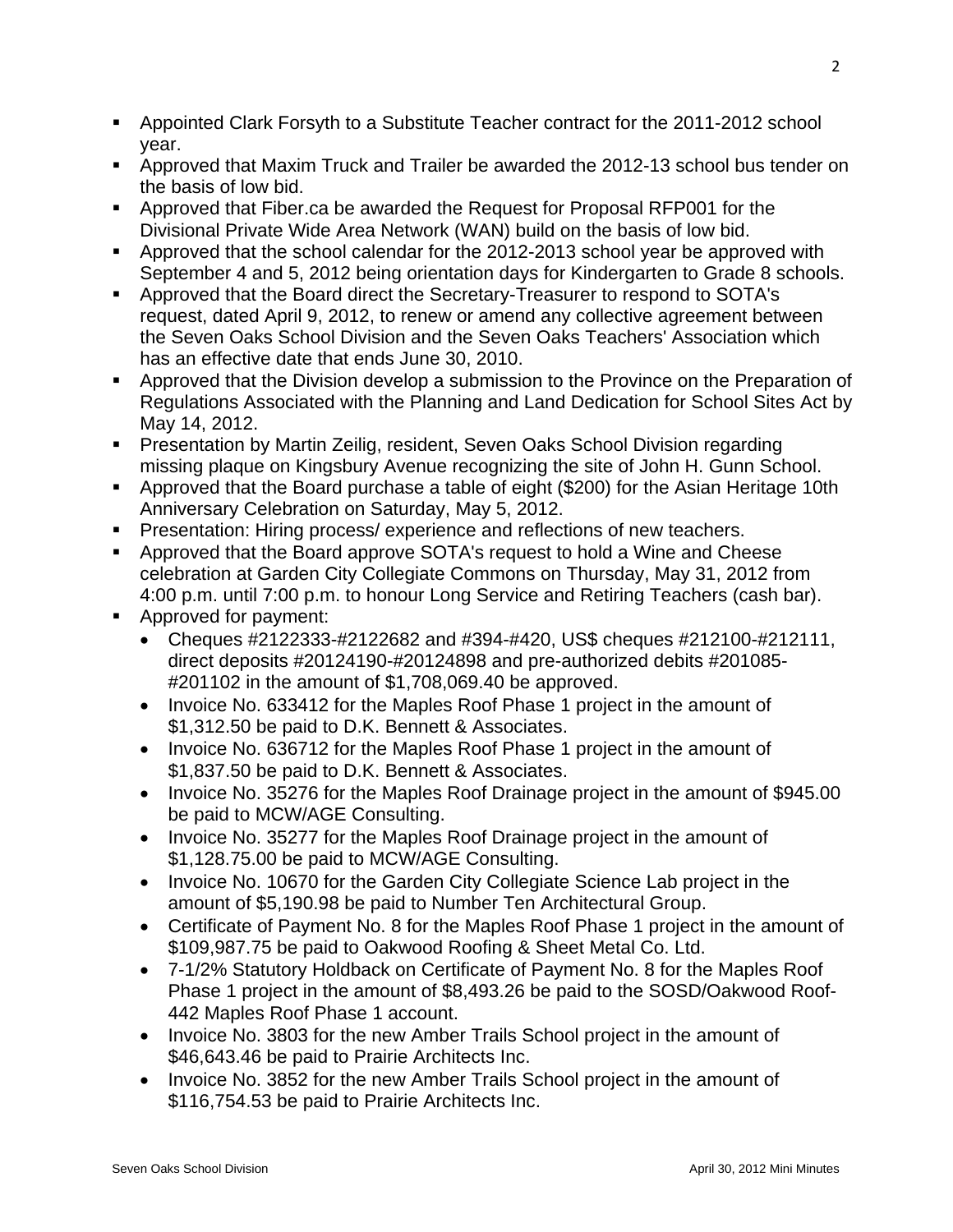- Appointed Clark Forsyth to a Substitute Teacher contract for the 2011-2012 school year.
- Approved that Maxim Truck and Trailer be awarded the 2012-13 school bus tender on the basis of low bid.
- Approved that Fiber.ca be awarded the Request for Proposal RFP001 for the Divisional Private Wide Area Network (WAN) build on the basis of low bid.
- Approved that the school calendar for the 2012-2013 school year be approved with September 4 and 5, 2012 being orientation days for Kindergarten to Grade 8 schools.
- Approved that the Board direct the Secretary-Treasurer to respond to SOTA's request, dated April 9, 2012, to renew or amend any collective agreement between the Seven Oaks School Division and the Seven Oaks Teachers' Association which has an effective date that ends June 30, 2010.
- Approved that the Division develop a submission to the Province on the Preparation of Regulations Associated with the Planning and Land Dedication for School Sites Act by May 14, 2012.
- Presentation by Martin Zeilig, resident, Seven Oaks School Division regarding missing plaque on Kingsbury Avenue recognizing the site of John H. Gunn School.
- Approved that the Board purchase a table of eight ($200) for the Asian Heritage 10th Anniversary Celebration on Saturday, May 5, 2012.
- Presentation: Hiring process/ experience and reflections of new teachers.
- Approved that the Board approve SOTA's request to hold a Wine and Cheese celebration at Garden City Collegiate Commons on Thursday, May 31, 2012 from 4:00 p.m. until 7:00 p.m. to honour Long Service and Retiring Teachers (cash bar).
- Approved for payment:
  - Cheques #2122333-#2122682 and #394-#420, US$ cheques #212100-#212111, direct deposits #20124190-#20124898 and pre-authorized debits #201085-#201102 in the amount of $1,708,069.40 be approved.
  - Invoice No. 633412 for the Maples Roof Phase 1 project in the amount of $1,312.50 be paid to D.K. Bennett & Associates.
  - Invoice No. 636712 for the Maples Roof Phase 1 project in the amount of $1,837.50 be paid to D.K. Bennett & Associates.
  - Invoice No. 35276 for the Maples Roof Drainage project in the amount of $945.00 be paid to MCW/AGE Consulting.
  - Invoice No. 35277 for the Maples Roof Drainage project in the amount of $1,128.75.00 be paid to MCW/AGE Consulting.
  - Invoice No. 10670 for the Garden City Collegiate Science Lab project in the amount of $5,190.98 be paid to Number Ten Architectural Group.
  - Certificate of Payment No. 8 for the Maples Roof Phase 1 project in the amount of $109,987.75 be paid to Oakwood Roofing & Sheet Metal Co. Ltd.
  - 7-1/2% Statutory Holdback on Certificate of Payment No. 8 for the Maples Roof Phase 1 project in the amount of $8,493.26 be paid to the SOSD/Oakwood Roof-442 Maples Roof Phase 1 account.
  - Invoice No. 3803 for the new Amber Trails School project in the amount of $46,643.46 be paid to Prairie Architects Inc.
  - Invoice No. 3852 for the new Amber Trails School project in the amount of $116,754.53 be paid to Prairie Architects Inc.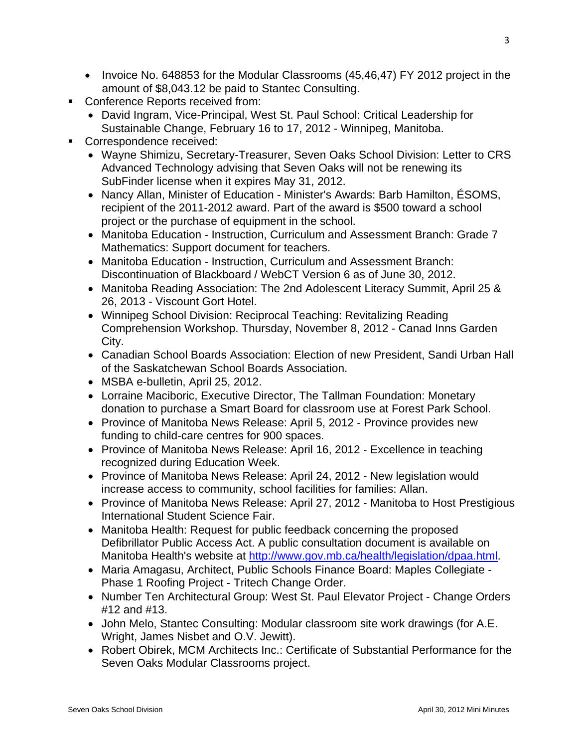- Invoice No. 648853 for the Modular Classrooms (45,46,47) FY 2012 project in the amount of $8,043.12 be paid to Stantec Consulting.
- Conference Reports received from:
  - David Ingram, Vice-Principal, West St. Paul School: Critical Leadership for Sustainable Change, February 16 to 17, 2012 - Winnipeg, Manitoba.
- Correspondence received:
  - Wayne Shimizu, Secretary-Treasurer, Seven Oaks School Division: Letter to CRS Advanced Technology advising that Seven Oaks will not be renewing its SubFinder license when it expires May 31, 2012.
  - Nancy Allan, Minister of Education - Minister's Awards: Barb Hamilton, ÉSOMS, recipient of the 2011-2012 award. Part of the award is $500 toward a school project or the purchase of equipment in the school.
  - Manitoba Education - Instruction, Curriculum and Assessment Branch: Grade 7 Mathematics: Support document for teachers.
  - Manitoba Education - Instruction, Curriculum and Assessment Branch: Discontinuation of Blackboard / WebCT Version 6 as of June 30, 2012.
  - Manitoba Reading Association: The 2nd Adolescent Literacy Summit, April 25 & 26, 2013 - Viscount Gort Hotel.
  - Winnipeg School Division: Reciprocal Teaching: Revitalizing Reading Comprehension Workshop. Thursday, November 8, 2012 - Canad Inns Garden City.
  - Canadian School Boards Association: Election of new President, Sandi Urban Hall of the Saskatchewan School Boards Association.
  - MSBA e-bulletin, April 25, 2012.
  - Lorraine Maciboric, Executive Director, The Tallman Foundation: Monetary donation to purchase a Smart Board for classroom use at Forest Park School.
  - Province of Manitoba News Release: April 5, 2012 - Province provides new funding to child-care centres for 900 spaces.
  - Province of Manitoba News Release: April 16, 2012 - Excellence in teaching recognized during Education Week.
  - Province of Manitoba News Release: April 24, 2012 - New legislation would increase access to community, school facilities for families: Allan.
  - Province of Manitoba News Release: April 27, 2012 - Manitoba to Host Prestigious International Student Science Fair.
  - Manitoba Health: Request for public feedback concerning the proposed Defibrillator Public Access Act. A public consultation document is available on Manitoba Health's website at http://www.gov.mb.ca/health/legislation/dpaa.html.
  - Maria Amagasu, Architect, Public Schools Finance Board: Maples Collegiate - Phase 1 Roofing Project - Tritech Change Order.
  - Number Ten Architectural Group: West St. Paul Elevator Project - Change Orders #12 and #13.
  - John Melo, Stantec Consulting: Modular classroom site work drawings (for A.E. Wright, James Nisbet and O.V. Jewitt).
  - Robert Obirek, MCM Architects Inc.: Certificate of Substantial Performance for the Seven Oaks Modular Classrooms project.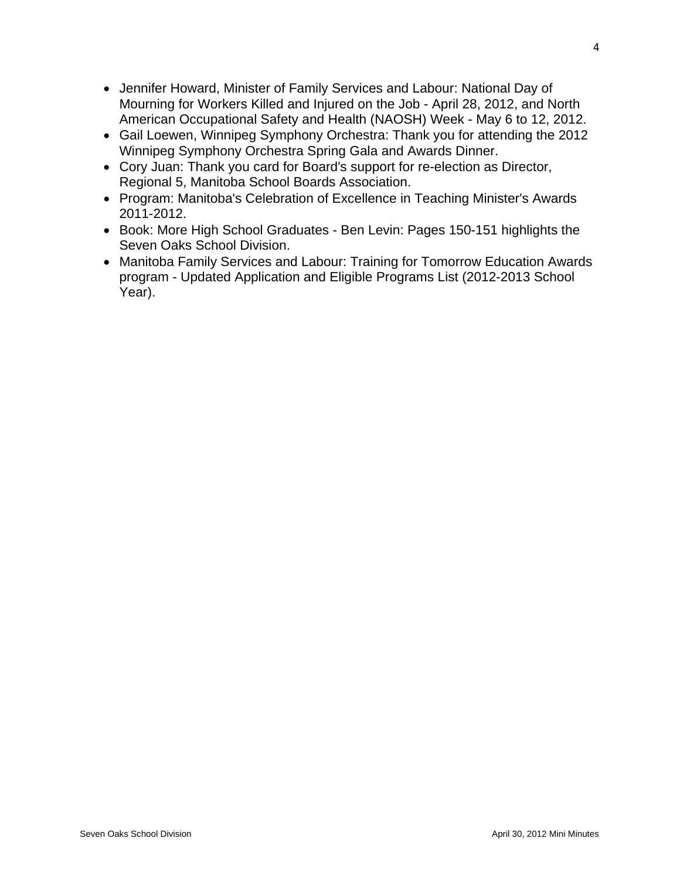- Jennifer Howard, Minister of Family Services and Labour: National Day of Mourning for Workers Killed and Injured on the Job - April 28, 2012, and North American Occupational Safety and Health (NAOSH) Week - May 6 to 12, 2012.
- Gail Loewen, Winnipeg Symphony Orchestra: Thank you for attending the 2012 Winnipeg Symphony Orchestra Spring Gala and Awards Dinner.
- Cory Juan: Thank you card for Board's support for re-election as Director, Regional 5, Manitoba School Boards Association.
- Program: Manitoba's Celebration of Excellence in Teaching Minister's Awards 2011-2012.
- Book: More High School Graduates - Ben Levin: Pages 150-151 highlights the Seven Oaks School Division.
- Manitoba Family Services and Labour: Training for Tomorrow Education Awards program - Updated Application and Eligible Programs List (2012-2013 School Year).